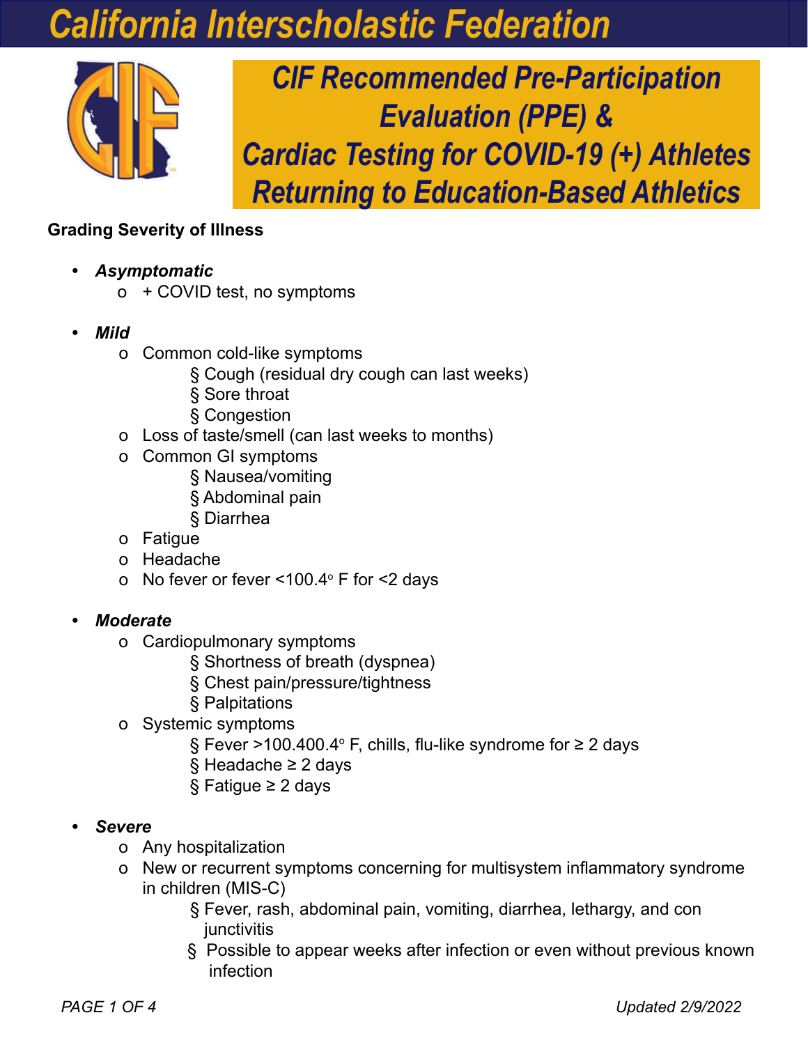# California Interscholastic Federation

## CIF Recommended Pre-Participation Evaluation (PPE) & Cardiac Testing for COVID-19 (+) Athletes Returning to Education-Based Athletics

**Grading Severity of Illness**

- ***Asymptomatic***
  - + COVID test, no symptoms

- ***Mild***
  - Common cold-like symptoms
    - Cough (residual dry cough can last weeks)
    - Sore throat
    - Congestion
  - Loss of taste/smell (can last weeks to months)
  - Common GI symptoms
    - Nausea/vomiting
    - Abdominal pain
    - Diarrhea
  - Fatigue
  - Headache
  - No fever or fever <100.4° F for <2 days

- ***Moderate***
  - Cardiopulmonary symptoms
    - Shortness of breath (dyspnea)
    - Chest pain/pressure/tightness
    - Palpitations
  - Systemic symptoms
    - Fever >100.400.4° F, chills, flu-like syndrome for ≥ 2 days
    - Headache ≥ 2 days
    - Fatigue ≥ 2 days

- ***Severe***
  - Any hospitalization
  - New or recurrent symptoms concerning for multisystem inflammatory syndrome in children (MIS-C)
    - Fever, rash, abdominal pain, vomiting, diarrhea, lethargy, and con junctivitis
    - Possible to appear weeks after infection or even without previous known infection

Updated 2/9/2022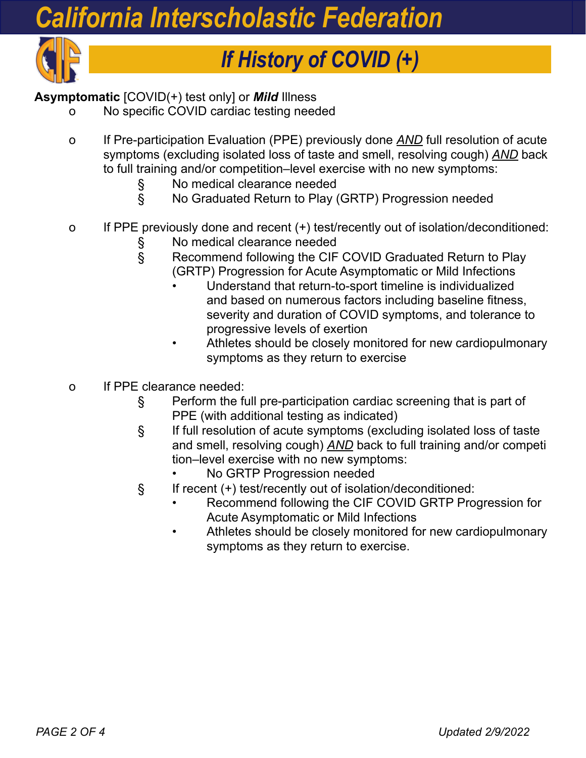# California Interscholastic Federation

## *If History of COVID (+)*

**Asymptomatic** [COVID(+) test only] or ***Mild*** Illness

- No specific COVID cardiac testing needed

- If Pre-participation Evaluation (PPE) previously done ***AND*** full resolution of acute symptoms (excluding isolated loss of taste and smell, resolving cough) ***AND*** back to full training and/or competition–level exercise with no new symptoms:
  - No medical clearance needed
  - No Graduated Return to Play (GRTP) Progression needed

- If PPE previously done and recent (+) test/recently out of isolation/deconditioned:
  - No medical clearance needed
  - Recommend following the CIF COVID Graduated Return to Play (GRTP) Progression for Acute Asymptomatic or Mild Infections
    - Understand that return-to-sport timeline is individualized and based on numerous factors including baseline fitness, severity and duration of COVID symptoms, and tolerance to progressive levels of exertion
    - Athletes should be closely monitored for new cardiopulmonary symptoms as they return to exercise

- If PPE clearance needed:
  - Perform the full pre-participation cardiac screening that is part of PPE (with additional testing as indicated)
  - If full resolution of acute symptoms (excluding isolated loss of taste and smell, resolving cough) ***AND*** back to full training and/or competition–level exercise with no new symptoms:
    - No GRTP Progression needed
  - If recent (+) test/recently out of isolation/deconditioned:
    - Recommend following the CIF COVID GRTP Progression for Acute Asymptomatic or Mild Infections
    - Athletes should be closely monitored for new cardiopulmonary symptoms as they return to exercise.

*Updated 2/9/2022*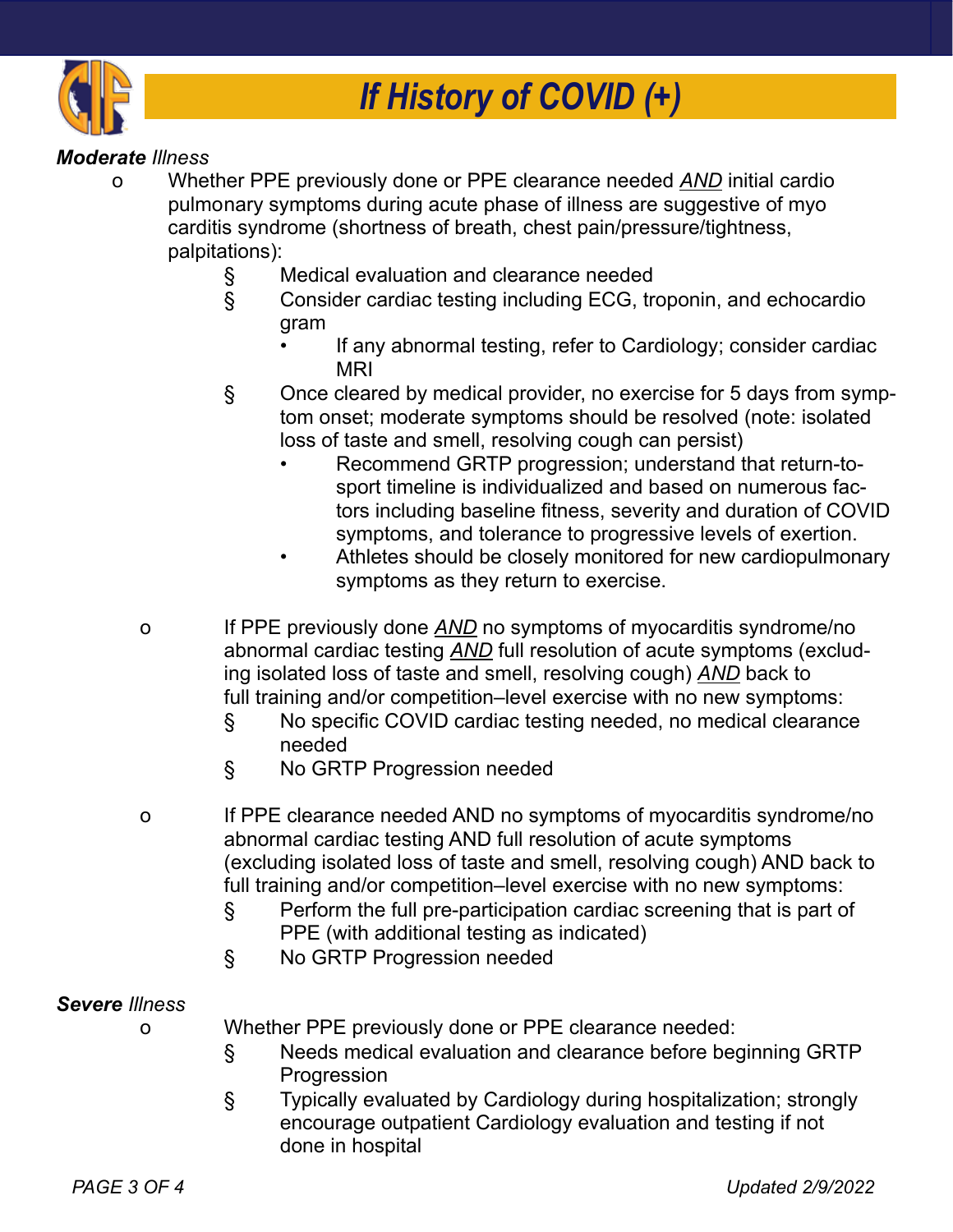# *If History of COVID (+)*

***Moderate** Illness*

- Whether PPE previously done or PPE clearance needed ***AND*** initial cardio pulmonary symptoms during acute phase of illness are suggestive of myo carditis syndrome (shortness of breath, chest pain/pressure/tightness, palpitations):
  - Medical evaluation and clearance needed
  - Consider cardiac testing including ECG, troponin, and echocardio gram
    - If any abnormal testing, refer to Cardiology; consider cardiac MRI
  - Once cleared by medical provider, no exercise for 5 days from symptom onset; moderate symptoms should be resolved (note: isolated loss of taste and smell, resolving cough can persist)
    - Recommend GRTP progression; understand that return-to-sport timeline is individualized and based on numerous factors including baseline fitness, severity and duration of COVID symptoms, and tolerance to progressive levels of exertion.
    - Athletes should be closely monitored for new cardiopulmonary symptoms as they return to exercise.

- If PPE previously done ***AND*** no symptoms of myocarditis syndrome/no abnormal cardiac testing ***AND*** full resolution of acute symptoms (excluding isolated loss of taste and smell, resolving cough) ***AND*** back to full training and/or competition–level exercise with no new symptoms:
  - No specific COVID cardiac testing needed, no medical clearance needed
  - No GRTP Progression needed

- If PPE clearance needed AND no symptoms of myocarditis syndrome/no abnormal cardiac testing AND full resolution of acute symptoms (excluding isolated loss of taste and smell, resolving cough) AND back to full training and/or competition–level exercise with no new symptoms:
  - Perform the full pre-participation cardiac screening that is part of PPE (with additional testing as indicated)
  - No GRTP Progression needed

***Severe** Illness*

- Whether PPE previously done or PPE clearance needed:
  - Needs medical evaluation and clearance before beginning GRTP Progression
  - Typically evaluated by Cardiology during hospitalization; strongly encourage outpatient Cardiology evaluation and testing if not done in hospital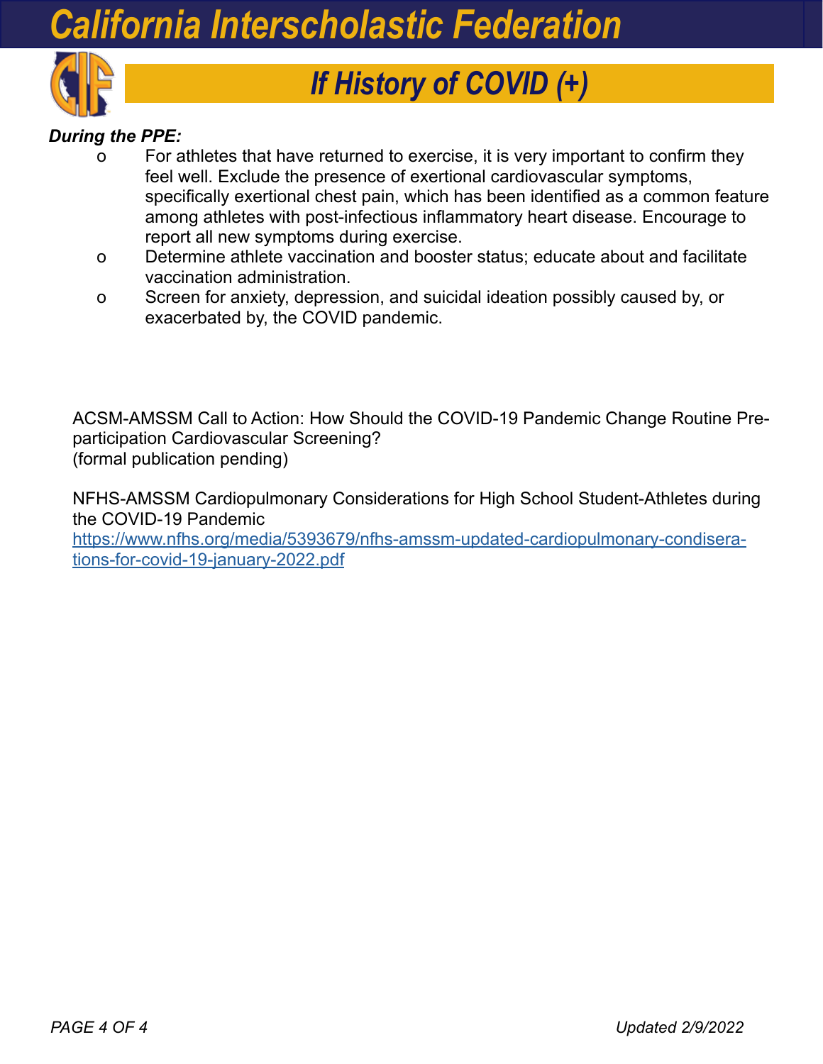# California Interscholastic Federation

## *If History of COVID (+)*

***During the PPE:***

- For athletes that have returned to exercise, it is very important to confirm they feel well. Exclude the presence of exertional cardiovascular symptoms, specifically exertional chest pain, which has been identified as a common feature among athletes with post-infectious inflammatory heart disease. Encourage to report all new symptoms during exercise.
- Determine athlete vaccination and booster status; educate about and facilitate vaccination administration.
- Screen for anxiety, depression, and suicidal ideation possibly caused by, or exacerbated by, the COVID pandemic.

ACSM-AMSSM Call to Action: How Should the COVID-19 Pandemic Change Routine Pre-participation Cardiovascular Screening?
(formal publication pending)

NFHS-AMSSM Cardiopulmonary Considerations for High School Student-Athletes during the COVID-19 Pandemic
https://www.nfhs.org/media/5393679/nfhs-amssm-updated-cardiopulmonary-condiserations-for-covid-19-january-2022.pdf

*Updated 2/9/2022*